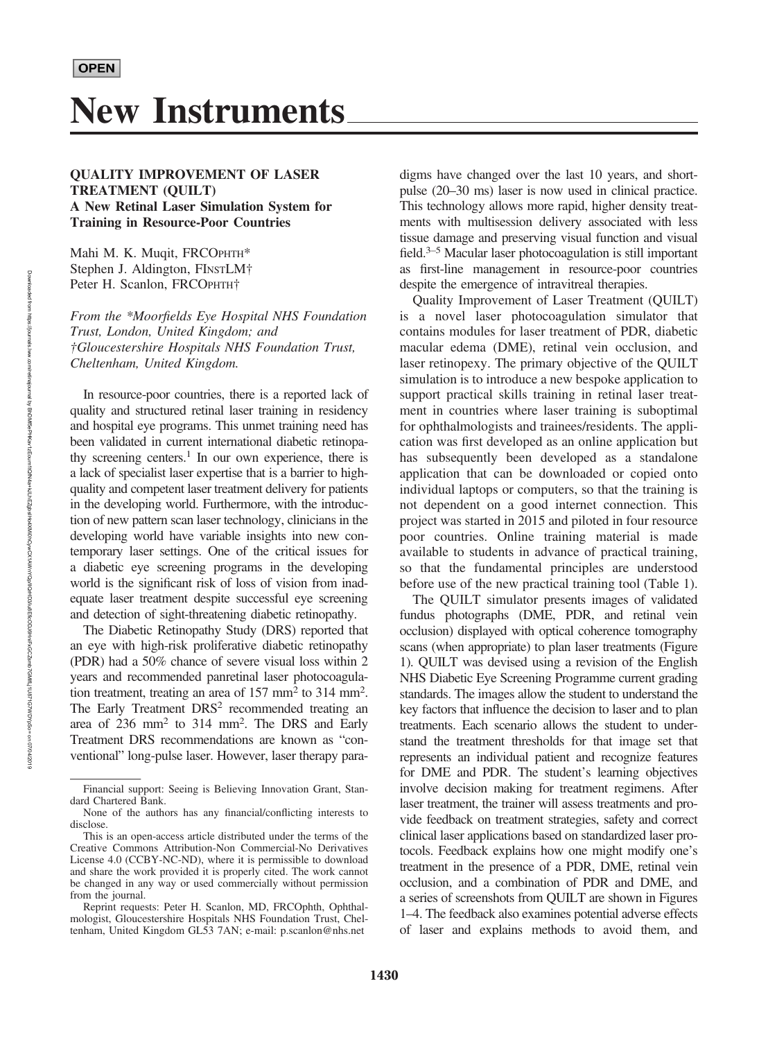**OPEN**

# New Instruments

## QUALITY IMPROVEMENT OF LASER TREATMENT (QUILT)

### A New Retinal Laser Simulation System for Training in Resource-Poor Countries

Mahi M. K. Muqit, FRCOPHTH*
Stephen J. Aldington, FINSTLM†
Peter H. Scanlon, FRCOPHTH†

*From the \*Moorfields Eye Hospital NHS Foundation Trust, London, United Kingdom; and †Gloucestershire Hospitals NHS Foundation Trust, Cheltenham, United Kingdom.*

In resource-poor countries, there is a reported lack of quality and structured retinal laser training in residency and hospital eye programs. This unmet training need has been validated in current international diabetic retinopathy screening centers.[1] In our own experience, there is a lack of specialist laser expertise that is a barrier to high-quality and competent laser treatment delivery for patients in the developing world. Furthermore, with the introduction of new pattern scan laser technology, clinicians in the developing world have variable insights into new contemporary laser settings. One of the critical issues for a diabetic eye screening programs in the developing world is the significant risk of loss of vision from inadequate laser treatment despite successful eye screening and detection of sight-threatening diabetic retinopathy.

The Diabetic Retinopathy Study (DRS) reported that an eye with high-risk proliferative diabetic retinopathy (PDR) had a 50% chance of severe visual loss within 2 years and recommended panretinal laser photocoagulation treatment, treating an area of 157 $mm^2$ to 314 $mm^2$. The Early Treatment DRS[2] recommended treating an area of 236 $mm^2$ to 314 $mm^2$. The DRS and Early Treatment DRS recommendations are known as "conventional" long-pulse laser. However, laser therapy paradigms have changed over the last 10 years, and short-pulse (20–30 ms) laser is now used in clinical practice. This technology allows more rapid, higher density treatments with multisession delivery associated with less tissue damage and preserving visual function and visual field.[3–5] Macular laser photocoagulation is still important as first-line management in resource-poor countries despite the emergence of intravitreal therapies.

Quality Improvement of Laser Treatment (QUILT) is a novel laser photocoagulation simulator that contains modules for laser treatment of PDR, diabetic macular edema (DME), retinal vein occlusion, and laser retinopexy. The primary objective of the QUILT simulation is to introduce a new bespoke application to support practical skills training in retinal laser treatment in countries where laser training is suboptimal for ophthalmologists and trainees/residents. The application was first developed as an online application but has subsequently been developed as a standalone application that can be downloaded or copied onto individual laptops or computers, so that the training is not dependent on a good internet connection. This project was started in 2015 and piloted in four resource poor countries. Online training material is made available to students in advance of practical training, so that the fundamental principles are understood before use of the new practical training tool (Table 1).

The QUILT simulator presents images of validated fundus photographs (DME, PDR, and retinal vein occlusion) displayed with optical coherence tomography scans (when appropriate) to plan laser treatments (Figure 1). QUILT was devised using a revision of the English NHS Diabetic Eye Screening Programme current grading standards. The images allow the student to understand the key factors that influence the decision to laser and to plan treatments. Each scenario allows the student to understand the treatment thresholds for that image set that represents an individual patient and recognize features for DME and PDR. The student's learning objectives involve decision making for treatment regimens. After laser treatment, the trainer will assess treatments and provide feedback on treatment strategies, safety and correct clinical laser applications based on standardized laser protocols. Feedback explains how one might modify one's treatment in the presence of a PDR, DME, retinal vein occlusion, and a combination of PDR and DME, and a series of screenshots from QUILT are shown in Figures 1–4. The feedback also examines potential adverse effects of laser and explains methods to avoid them, and

---

Financial support: Seeing is Believing Innovation Grant, Standard Chartered Bank.

None of the authors has any financial/conflicting interests to disclose.

This is an open-access article distributed under the terms of the Creative Commons Attribution-Non Commercial-No Derivatives License 4.0 (CCBY-NC-ND), where it is permissible to download and share the work provided it is properly cited. The work cannot be changed in any way or used commercially without permission from the journal.

Reprint requests: Peter H. Scanlon, MD, FRCOphth, Ophthalmologist, Gloucestershire Hospitals NHS Foundation Trust, Cheltenham, United Kingdom GL53 7AN; e-mail: p.scanlon@nhs.net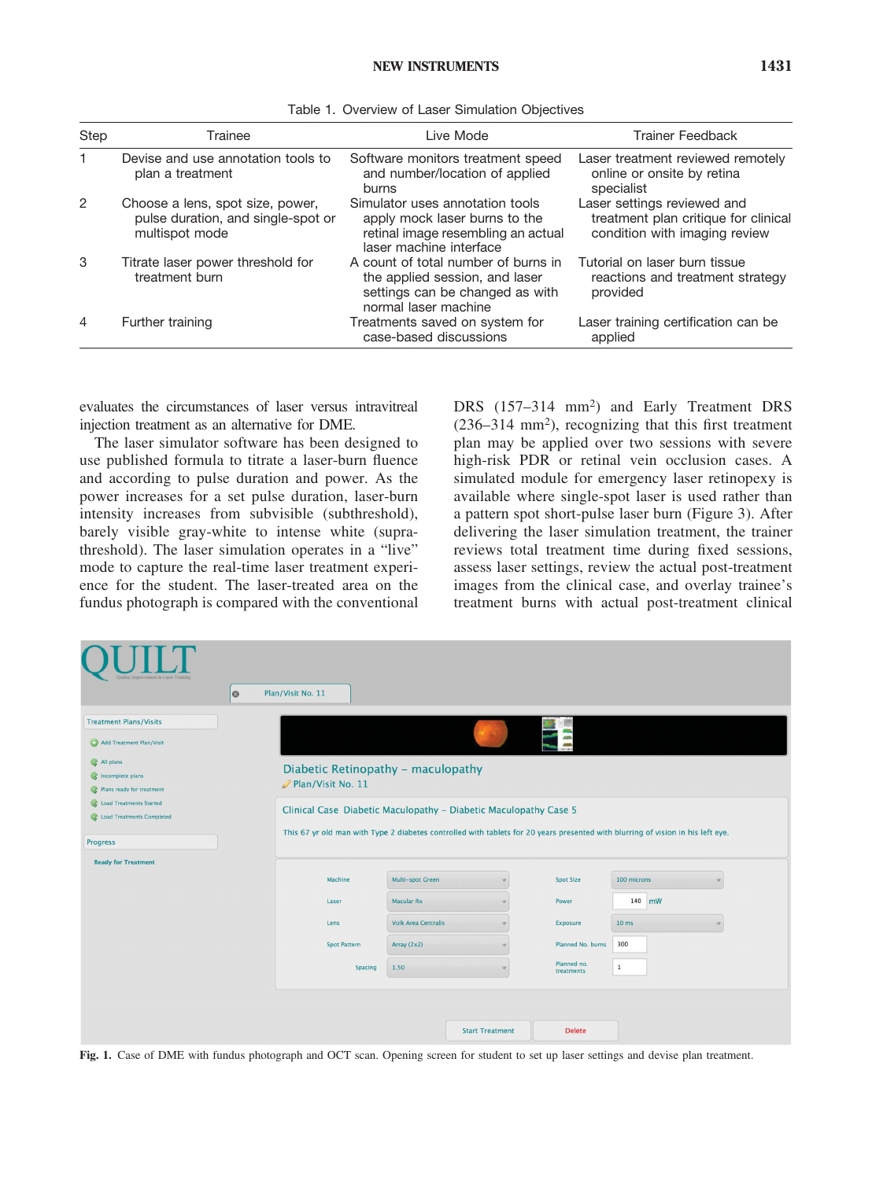Table 1. Overview of Laser Simulation Objectives

| Step | Trainee | Live Mode | Trainer Feedback |
|---|---|---|---|
| 1 | Devise and use annotation tools to plan a treatment | Software monitors treatment speed and number/location of applied burns | Laser treatment reviewed remotely online or onsite by retina specialist |
| 2 | Choose a lens, spot size, power, pulse duration, and single-spot or multispot mode | Simulator uses annotation tools apply mock laser burns to the retinal image resembling an actual laser machine interface | Laser settings reviewed and treatment plan critique for clinical condition with imaging review |
| 3 | Titrate laser power threshold for treatment burn | A count of total number of burns in the applied session, and laser settings can be changed as with normal laser machine | Tutorial on laser burn tissue reactions and treatment strategy provided |
| 4 | Further training | Treatments saved on system for case-based discussions | Laser training certification can be applied |

evaluates the circumstances of laser versus intravitreal injection treatment as an alternative for DME.

The laser simulator software has been designed to use published formula to titrate a laser-burn fluence and according to pulse duration and power. As the power increases for a set pulse duration, laser-burn intensity increases from subvisible (subthreshold), barely visible gray-white to intense white (supra-threshold). The laser simulation operates in a "live" mode to capture the real-time laser treatment experience for the student. The laser-treated area on the fundus photograph is compared with the conventional DRS (157–314 mm$^2$) and Early Treatment DRS (236–314 mm$^2$), recognizing that this first treatment plan may be applied over two sessions with severe high-risk PDR or retinal vein occlusion cases. A simulated module for emergency laser retinopexy is available where single-spot laser is used rather than a pattern spot short-pulse laser burn (Figure 3). After delivering the laser simulation treatment, the trainer reviews total treatment time during fixed sessions, assess laser settings, review the actual post-treatment images from the clinical case, and overlay trainee's treatment burns with actual post-treatment clinical

**Fig. 1.** Case of DME with fundus photograph and OCT scan. Opening screen for student to set up laser settings and devise plan treatment.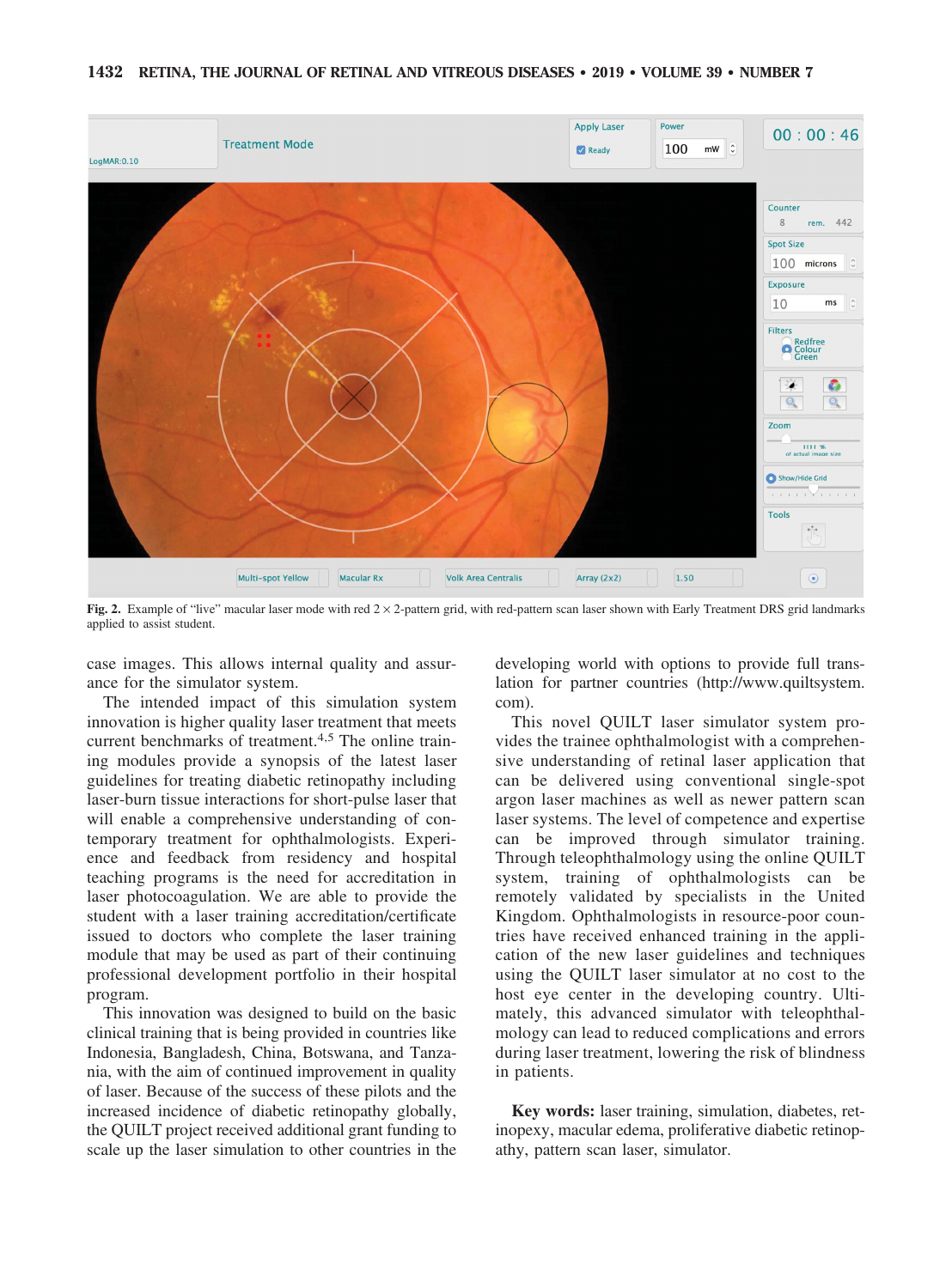Fig. 2. Example of "live" macular laser mode with red 2 × 2-pattern grid, with red-pattern scan laser shown with Early Treatment DRS grid landmarks applied to assist student.

case images. This allows internal quality and assurance for the simulator system.

The intended impact of this simulation system innovation is higher quality laser treatment that meets current benchmarks of treatment.[4,5] The online training modules provide a synopsis of the latest laser guidelines for treating diabetic retinopathy including laser-burn tissue interactions for short-pulse laser that will enable a comprehensive understanding of contemporary treatment for ophthalmologists. Experience and feedback from residency and hospital teaching programs is the need for accreditation in laser photocoagulation. We are able to provide the student with a laser training accreditation/certificate issued to doctors who complete the laser training module that may be used as part of their continuing professional development portfolio in their hospital program.

This innovation was designed to build on the basic clinical training that is being provided in countries like Indonesia, Bangladesh, China, Botswana, and Tanzania, with the aim of continued improvement in quality of laser. Because of the success of these pilots and the increased incidence of diabetic retinopathy globally, the QUILT project received additional grant funding to scale up the laser simulation to other countries in the developing world with options to provide full translation for partner countries (http://www.quiltsystem.com).

This novel QUILT laser simulator system provides the trainee ophthalmologist with a comprehensive understanding of retinal laser application that can be delivered using conventional single-spot argon laser machines as well as newer pattern scan laser systems. The level of competence and expertise can be improved through simulator training. Through teleophthalmology using the online QUILT system, training of ophthalmologists can be remotely validated by specialists in the United Kingdom. Ophthalmologists in resource-poor countries have received enhanced training in the application of the new laser guidelines and techniques using the QUILT laser simulator at no cost to the host eye center in the developing country. Ultimately, this advanced simulator with teleophthalmology can lead to reduced complications and errors during laser treatment, lowering the risk of blindness in patients.

**Key words:** laser training, simulation, diabetes, retinopexy, macular edema, proliferative diabetic retinopathy, pattern scan laser, simulator.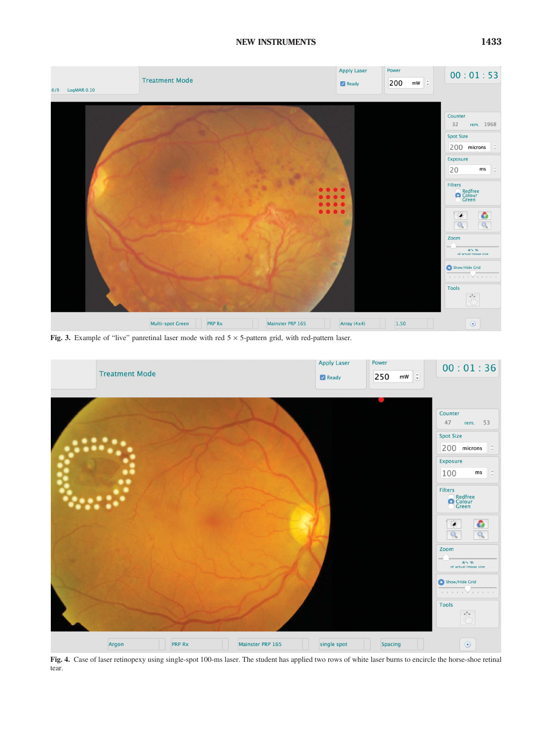Fig. 3. Example of "live" panretinal laser mode with red 5 × 5-pattern grid, with red-pattern laser.

Fig. 4. Case of laser retinopexy using single-spot 100-ms laser. The student has applied two rows of white laser burns to encircle the horse-shoe retinal tear.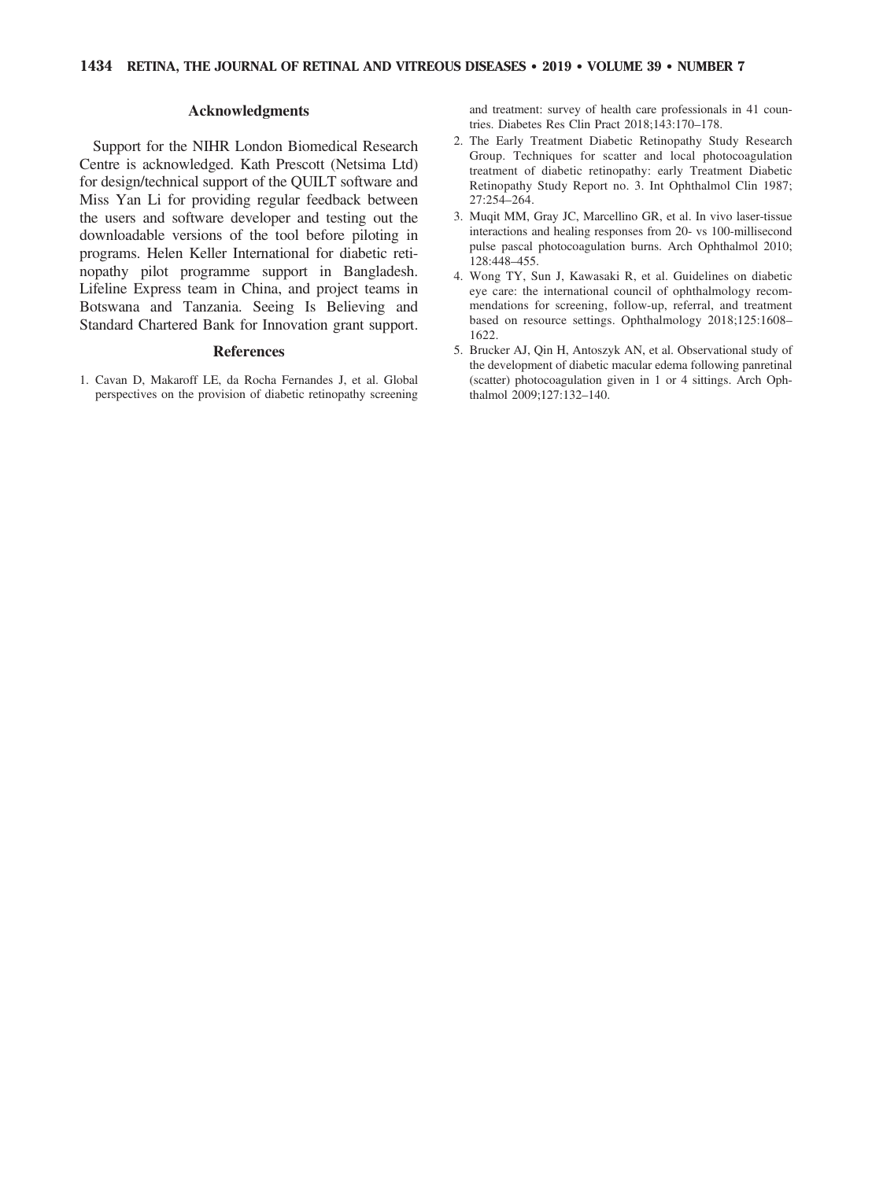## Acknowledgments

Support for the NIHR London Biomedical Research Centre is acknowledged. Kath Prescott (Netsima Ltd) for design/technical support of the QUILT software and Miss Yan Li for providing regular feedback between the users and software developer and testing out the downloadable versions of the tool before piloting in programs. Helen Keller International for diabetic retinopathy pilot programme support in Bangladesh. Lifeline Express team in China, and project teams in Botswana and Tanzania. Seeing Is Believing and Standard Chartered Bank for Innovation grant support.

## References

1. Cavan D, Makaroff LE, da Rocha Fernandes J, et al. Global perspectives on the provision of diabetic retinopathy screening and treatment: survey of health care professionals in 41 countries. Diabetes Res Clin Pract 2018;143:170–178.
2. The Early Treatment Diabetic Retinopathy Study Research Group. Techniques for scatter and local photocoagulation treatment of diabetic retinopathy: early Treatment Diabetic Retinopathy Study Report no. 3. Int Ophthalmol Clin 1987; 27:254–264.
3. Muqit MM, Gray JC, Marcellino GR, et al. In vivo laser-tissue interactions and healing responses from 20- vs 100-millisecond pulse pascal photocoagulation burns. Arch Ophthalmol 2010; 128:448–455.
4. Wong TY, Sun J, Kawasaki R, et al. Guidelines on diabetic eye care: the international council of ophthalmology recommendations for screening, follow-up, referral, and treatment based on resource settings. Ophthalmology 2018;125:1608–1622.
5. Brucker AJ, Qin H, Antoszyk AN, et al. Observational study of the development of diabetic macular edema following panretinal (scatter) photocoagulation given in 1 or 4 sittings. Arch Ophthalmol 2009;127:132–140.